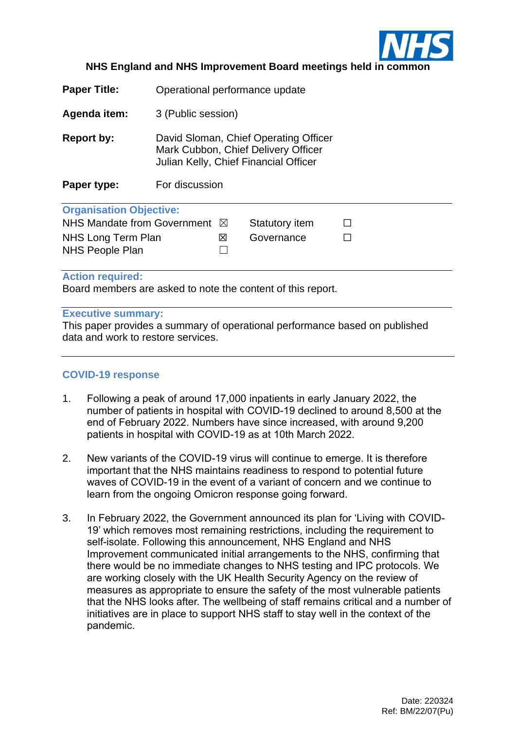**NHS England and NHS Improvement Board meetings held in common**

| | |
|---|---|
| **Paper Title:** | Operational performance update |
| **Agenda item:** | 3 (Public session) |
| **Report by:** | David Sloman, Chief Operating Officer<br>Mark Cubbon, Chief Delivery Officer<br>Julian Kelly, Chief Financial Officer |
| **Paper type:** | For discussion |

**Organisation Objective:**

| | | | |
|---|---|---|---|
| NHS Mandate from Government | ☒ | Statutory item | ☐ |
| NHS Long Term Plan | ☒ | Governance | ☐ |
| NHS People Plan | ☐ | | |

**Action required:**
Board members are asked to note the content of this report.

**Executive summary:**
This paper provides a summary of operational performance based on published data and work to restore services.

## COVID-19 response

1. Following a peak of around 17,000 inpatients in early January 2022, the number of patients in hospital with COVID-19 declined to around 8,500 at the end of February 2022. Numbers have since increased, with around 9,200 patients in hospital with COVID-19 as at 10th March 2022.

2. New variants of the COVID-19 virus will continue to emerge. It is therefore important that the NHS maintains readiness to respond to potential future waves of COVID-19 in the event of a variant of concern and we continue to learn from the ongoing Omicron response going forward.

3. In February 2022, the Government announced its plan for 'Living with COVID-19' which removes most remaining restrictions, including the requirement to self-isolate. Following this announcement, NHS England and NHS Improvement communicated initial arrangements to the NHS, confirming that there would be no immediate changes to NHS testing and IPC protocols. We are working closely with the UK Health Security Agency on the review of measures as appropriate to ensure the safety of the most vulnerable patients that the NHS looks after. The wellbeing of staff remains critical and a number of initiatives are in place to support NHS staff to stay well in the context of the pandemic.

Date: 220324
Ref: BM/22/07(Pu)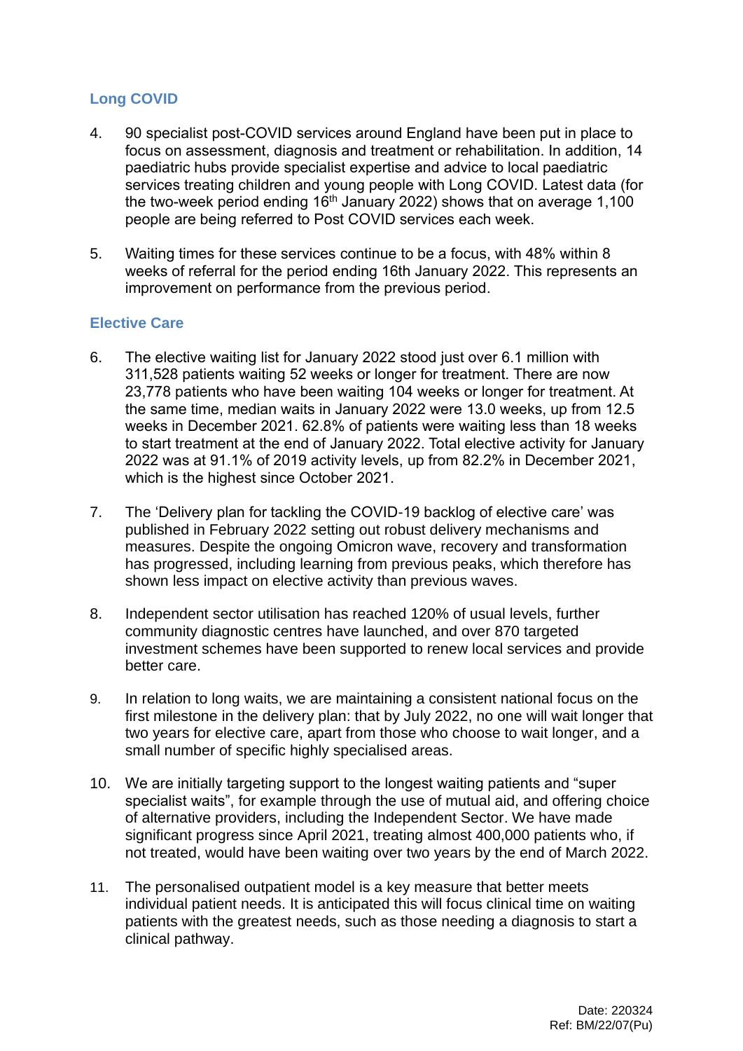## Long COVID

4. 90 specialist post-COVID services around England have been put in place to focus on assessment, diagnosis and treatment or rehabilitation. In addition, 14 paediatric hubs provide specialist expertise and advice to local paediatric services treating children and young people with Long COVID. Latest data (for the two-week period ending 16th January 2022) shows that on average 1,100 people are being referred to Post COVID services each week.

5. Waiting times for these services continue to be a focus, with 48% within 8 weeks of referral for the period ending 16th January 2022. This represents an improvement on performance from the previous period.

## Elective Care

6. The elective waiting list for January 2022 stood just over 6.1 million with 311,528 patients waiting 52 weeks or longer for treatment. There are now 23,778 patients who have been waiting 104 weeks or longer for treatment. At the same time, median waits in January 2022 were 13.0 weeks, up from 12.5 weeks in December 2021. 62.8% of patients were waiting less than 18 weeks to start treatment at the end of January 2022. Total elective activity for January 2022 was at 91.1% of 2019 activity levels, up from 82.2% in December 2021, which is the highest since October 2021.

7. The 'Delivery plan for tackling the COVID-19 backlog of elective care' was published in February 2022 setting out robust delivery mechanisms and measures. Despite the ongoing Omicron wave, recovery and transformation has progressed, including learning from previous peaks, which therefore has shown less impact on elective activity than previous waves.

8. Independent sector utilisation has reached 120% of usual levels, further community diagnostic centres have launched, and over 870 targeted investment schemes have been supported to renew local services and provide better care.

9. In relation to long waits, we are maintaining a consistent national focus on the first milestone in the delivery plan: that by July 2022, no one will wait longer that two years for elective care, apart from those who choose to wait longer, and a small number of specific highly specialised areas.

10. We are initially targeting support to the longest waiting patients and "super specialist waits", for example through the use of mutual aid, and offering choice of alternative providers, including the Independent Sector. We have made significant progress since April 2021, treating almost 400,000 patients who, if not treated, would have been waiting over two years by the end of March 2022.

11. The personalised outpatient model is a key measure that better meets individual patient needs. It is anticipated this will focus clinical time on waiting patients with the greatest needs, such as those needing a diagnosis to start a clinical pathway.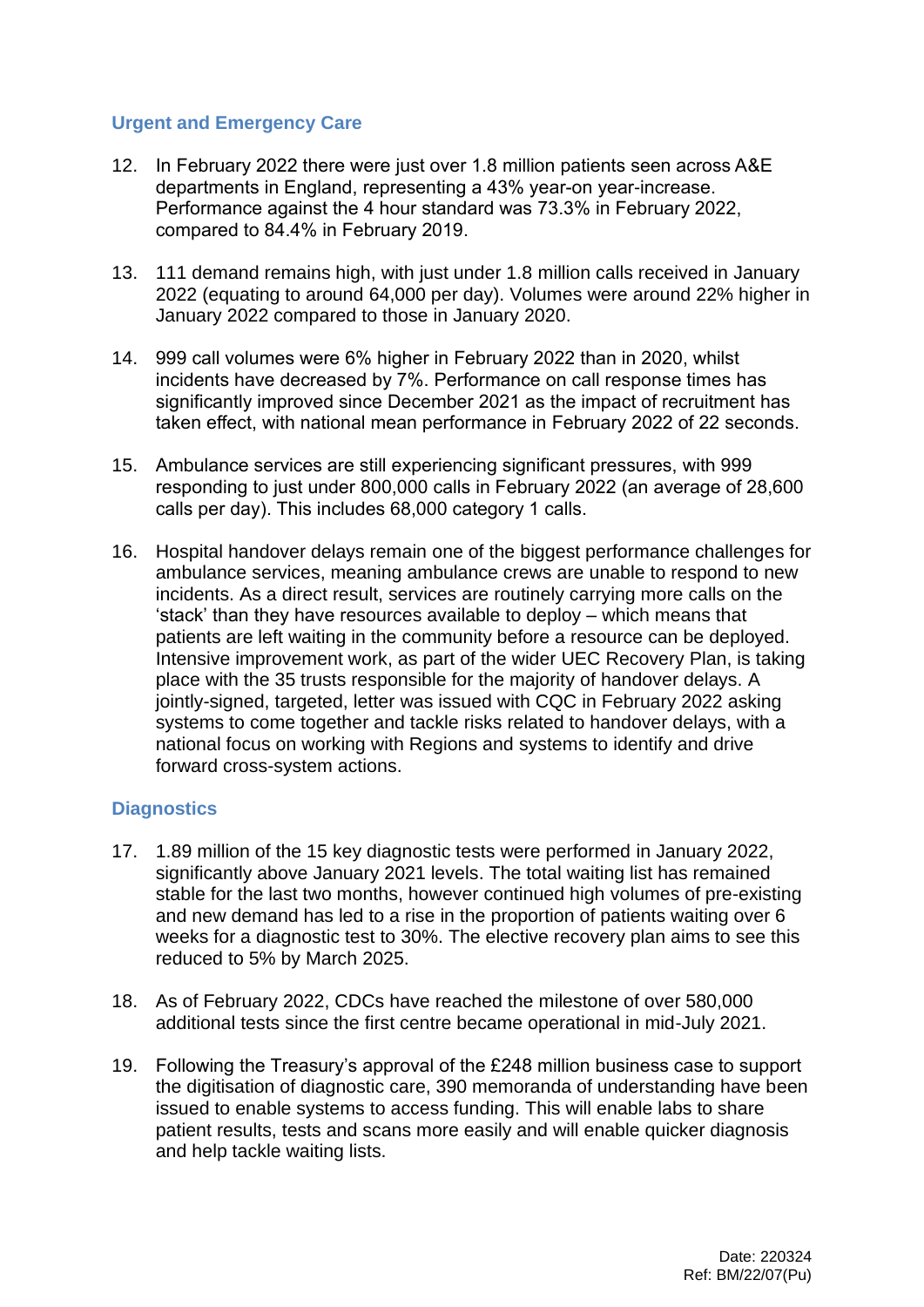## Urgent and Emergency Care

12. In February 2022 there were just over 1.8 million patients seen across A&E departments in England, representing a 43% year-on year-increase. Performance against the 4 hour standard was 73.3% in February 2022, compared to 84.4% in February 2019.

13. 111 demand remains high, with just under 1.8 million calls received in January 2022 (equating to around 64,000 per day). Volumes were around 22% higher in January 2022 compared to those in January 2020.

14. 999 call volumes were 6% higher in February 2022 than in 2020, whilst incidents have decreased by 7%. Performance on call response times has significantly improved since December 2021 as the impact of recruitment has taken effect, with national mean performance in February 2022 of 22 seconds.

15. Ambulance services are still experiencing significant pressures, with 999 responding to just under 800,000 calls in February 2022 (an average of 28,600 calls per day). This includes 68,000 category 1 calls.

16. Hospital handover delays remain one of the biggest performance challenges for ambulance services, meaning ambulance crews are unable to respond to new incidents. As a direct result, services are routinely carrying more calls on the 'stack' than they have resources available to deploy – which means that patients are left waiting in the community before a resource can be deployed. Intensive improvement work, as part of the wider UEC Recovery Plan, is taking place with the 35 trusts responsible for the majority of handover delays. A jointly-signed, targeted, letter was issued with CQC in February 2022 asking systems to come together and tackle risks related to handover delays, with a national focus on working with Regions and systems to identify and drive forward cross-system actions.

## Diagnostics

17. 1.89 million of the 15 key diagnostic tests were performed in January 2022, significantly above January 2021 levels. The total waiting list has remained stable for the last two months, however continued high volumes of pre-existing and new demand has led to a rise in the proportion of patients waiting over 6 weeks for a diagnostic test to 30%. The elective recovery plan aims to see this reduced to 5% by March 2025.

18. As of February 2022, CDCs have reached the milestone of over 580,000 additional tests since the first centre became operational in mid-July 2021.

19. Following the Treasury's approval of the £248 million business case to support the digitisation of diagnostic care, 390 memoranda of understanding have been issued to enable systems to access funding. This will enable labs to share patient results, tests and scans more easily and will enable quicker diagnosis and help tackle waiting lists.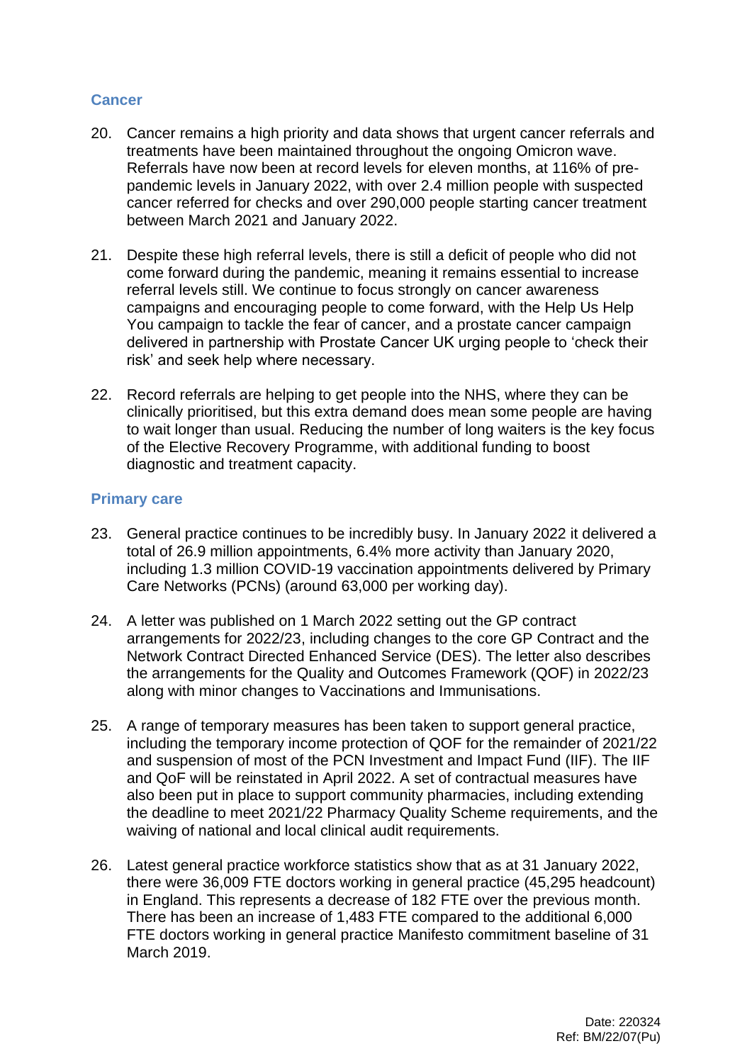## Cancer

20. Cancer remains a high priority and data shows that urgent cancer referrals and treatments have been maintained throughout the ongoing Omicron wave. Referrals have now been at record levels for eleven months, at 116% of pre-pandemic levels in January 2022, with over 2.4 million people with suspected cancer referred for checks and over 290,000 people starting cancer treatment between March 2021 and January 2022.

21. Despite these high referral levels, there is still a deficit of people who did not come forward during the pandemic, meaning it remains essential to increase referral levels still. We continue to focus strongly on cancer awareness campaigns and encouraging people to come forward, with the Help Us Help You campaign to tackle the fear of cancer, and a prostate cancer campaign delivered in partnership with Prostate Cancer UK urging people to 'check their risk' and seek help where necessary.

22. Record referrals are helping to get people into the NHS, where they can be clinically prioritised, but this extra demand does mean some people are having to wait longer than usual. Reducing the number of long waiters is the key focus of the Elective Recovery Programme, with additional funding to boost diagnostic and treatment capacity.

## Primary care

23. General practice continues to be incredibly busy. In January 2022 it delivered a total of 26.9 million appointments, 6.4% more activity than January 2020, including 1.3 million COVID-19 vaccination appointments delivered by Primary Care Networks (PCNs) (around 63,000 per working day).

24. A letter was published on 1 March 2022 setting out the GP contract arrangements for 2022/23, including changes to the core GP Contract and the Network Contract Directed Enhanced Service (DES). The letter also describes the arrangements for the Quality and Outcomes Framework (QOF) in 2022/23 along with minor changes to Vaccinations and Immunisations.

25. A range of temporary measures has been taken to support general practice, including the temporary income protection of QOF for the remainder of 2021/22 and suspension of most of the PCN Investment and Impact Fund (IIF). The IIF and QoF will be reinstated in April 2022. A set of contractual measures have also been put in place to support community pharmacies, including extending the deadline to meet 2021/22 Pharmacy Quality Scheme requirements, and the waiving of national and local clinical audit requirements.

26. Latest general practice workforce statistics show that as at 31 January 2022, there were 36,009 FTE doctors working in general practice (45,295 headcount) in England. This represents a decrease of 182 FTE over the previous month. There has been an increase of 1,483 FTE compared to the additional 6,000 FTE doctors working in general practice Manifesto commitment baseline of 31 March 2019.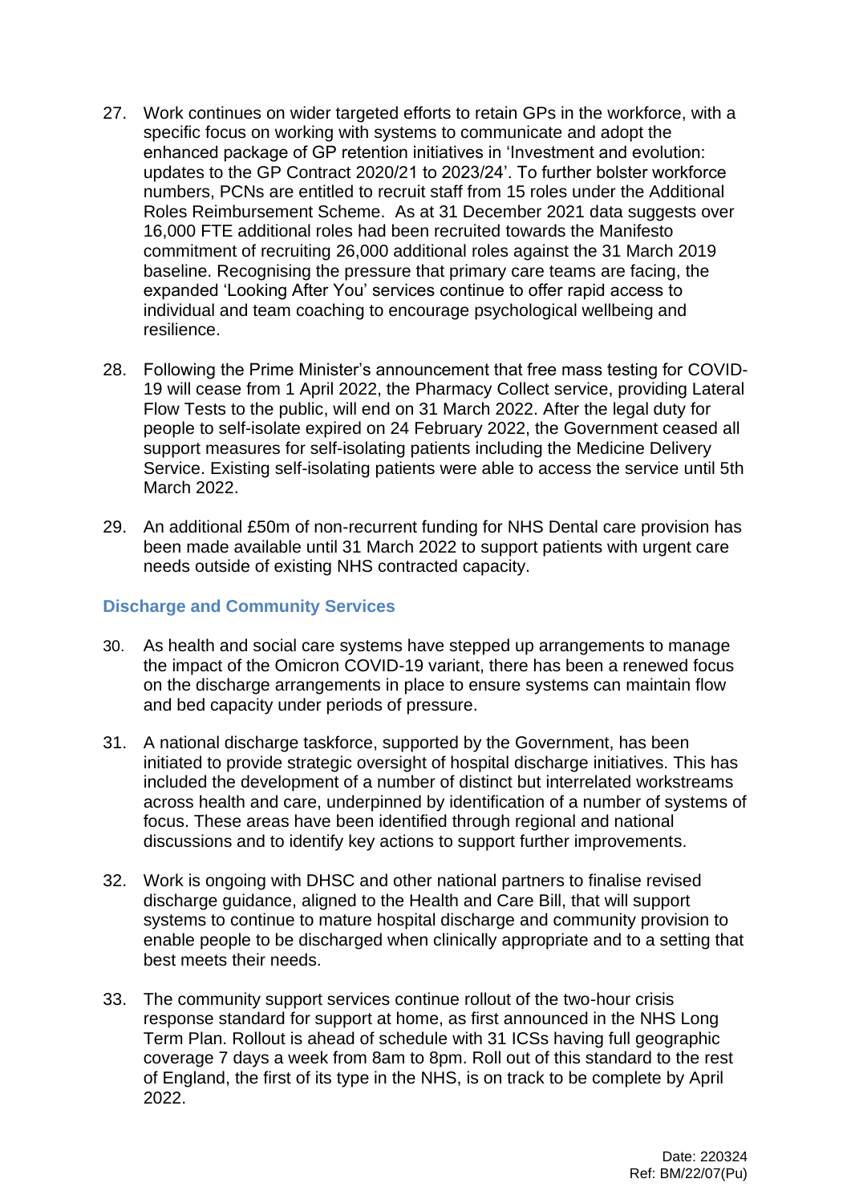27. Work continues on wider targeted efforts to retain GPs in the workforce, with a specific focus on working with systems to communicate and adopt the enhanced package of GP retention initiatives in 'Investment and evolution: updates to the GP Contract 2020/21 to 2023/24'. To further bolster workforce numbers, PCNs are entitled to recruit staff from 15 roles under the Additional Roles Reimbursement Scheme. As at 31 December 2021 data suggests over 16,000 FTE additional roles had been recruited towards the Manifesto commitment of recruiting 26,000 additional roles against the 31 March 2019 baseline. Recognising the pressure that primary care teams are facing, the expanded 'Looking After You' services continue to offer rapid access to individual and team coaching to encourage psychological wellbeing and resilience.

28. Following the Prime Minister's announcement that free mass testing for COVID-19 will cease from 1 April 2022, the Pharmacy Collect service, providing Lateral Flow Tests to the public, will end on 31 March 2022. After the legal duty for people to self-isolate expired on 24 February 2022, the Government ceased all support measures for self-isolating patients including the Medicine Delivery Service. Existing self-isolating patients were able to access the service until 5th March 2022.

29. An additional £50m of non-recurrent funding for NHS Dental care provision has been made available until 31 March 2022 to support patients with urgent care needs outside of existing NHS contracted capacity.

### Discharge and Community Services

30. As health and social care systems have stepped up arrangements to manage the impact of the Omicron COVID-19 variant, there has been a renewed focus on the discharge arrangements in place to ensure systems can maintain flow and bed capacity under periods of pressure.

31. A national discharge taskforce, supported by the Government, has been initiated to provide strategic oversight of hospital discharge initiatives. This has included the development of a number of distinct but interrelated workstreams across health and care, underpinned by identification of a number of systems of focus. These areas have been identified through regional and national discussions and to identify key actions to support further improvements.

32. Work is ongoing with DHSC and other national partners to finalise revised discharge guidance, aligned to the Health and Care Bill, that will support systems to continue to mature hospital discharge and community provision to enable people to be discharged when clinically appropriate and to a setting that best meets their needs.

33. The community support services continue rollout of the two-hour crisis response standard for support at home, as first announced in the NHS Long Term Plan. Rollout is ahead of schedule with 31 ICSs having full geographic coverage 7 days a week from 8am to 8pm. Roll out of this standard to the rest of England, the first of its type in the NHS, is on track to be complete by April 2022.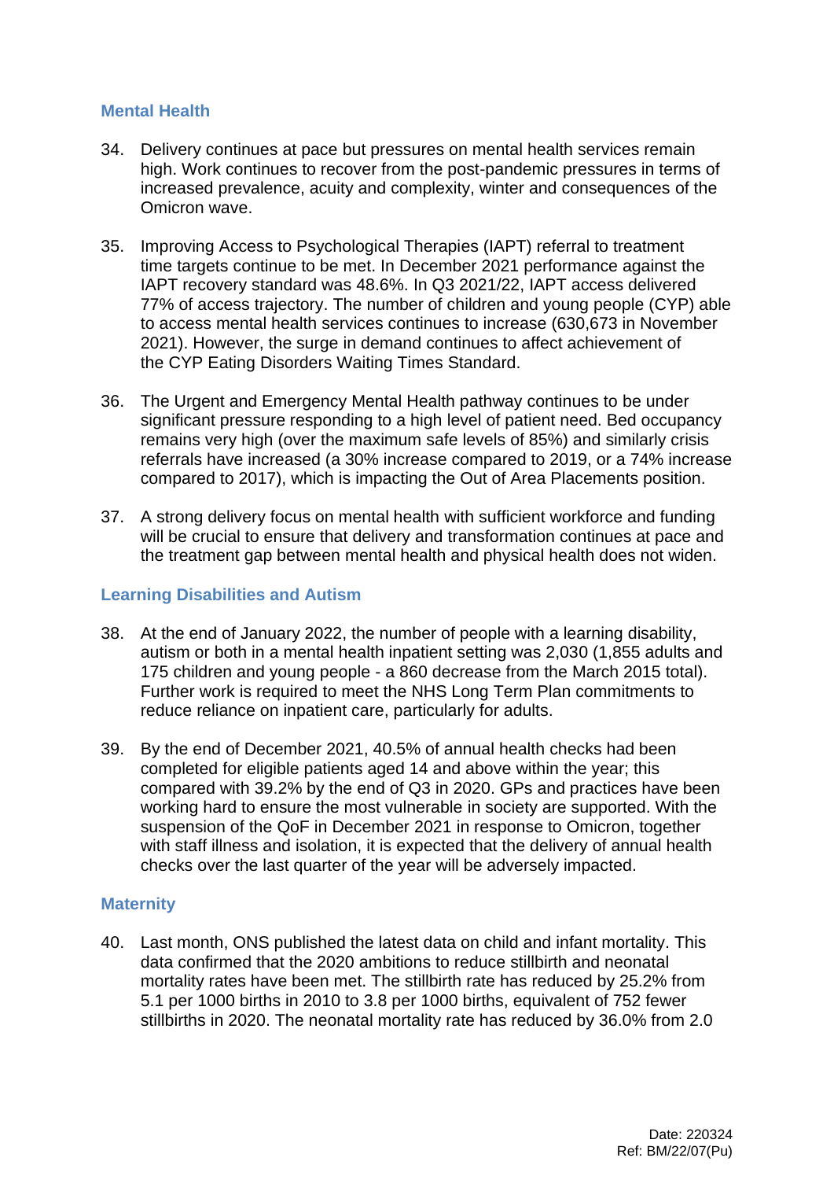## Mental Health

34. Delivery continues at pace but pressures on mental health services remain high. Work continues to recover from the post-pandemic pressures in terms of increased prevalence, acuity and complexity, winter and consequences of the Omicron wave.

35. Improving Access to Psychological Therapies (IAPT) referral to treatment time targets continue to be met. In December 2021 performance against the IAPT recovery standard was 48.6%. In Q3 2021/22, IAPT access delivered 77% of access trajectory. The number of children and young people (CYP) able to access mental health services continues to increase (630,673 in November 2021). However, the surge in demand continues to affect achievement of the CYP Eating Disorders Waiting Times Standard.

36. The Urgent and Emergency Mental Health pathway continues to be under significant pressure responding to a high level of patient need. Bed occupancy remains very high (over the maximum safe levels of 85%) and similarly crisis referrals have increased (a 30% increase compared to 2019, or a 74% increase compared to 2017), which is impacting the Out of Area Placements position.

37. A strong delivery focus on mental health with sufficient workforce and funding will be crucial to ensure that delivery and transformation continues at pace and the treatment gap between mental health and physical health does not widen.

## Learning Disabilities and Autism

38. At the end of January 2022, the number of people with a learning disability, autism or both in a mental health inpatient setting was 2,030 (1,855 adults and 175 children and young people - a 860 decrease from the March 2015 total). Further work is required to meet the NHS Long Term Plan commitments to reduce reliance on inpatient care, particularly for adults.

39. By the end of December 2021, 40.5% of annual health checks had been completed for eligible patients aged 14 and above within the year; this compared with 39.2% by the end of Q3 in 2020. GPs and practices have been working hard to ensure the most vulnerable in society are supported. With the suspension of the QoF in December 2021 in response to Omicron, together with staff illness and isolation, it is expected that the delivery of annual health checks over the last quarter of the year will be adversely impacted.

## Maternity

40. Last month, ONS published the latest data on child and infant mortality. This data confirmed that the 2020 ambitions to reduce stillbirth and neonatal mortality rates have been met. The stillbirth rate has reduced by 25.2% from 5.1 per 1000 births in 2010 to 3.8 per 1000 births, equivalent of 752 fewer stillbirths in 2020. The neonatal mortality rate has reduced by 36.0% from 2.0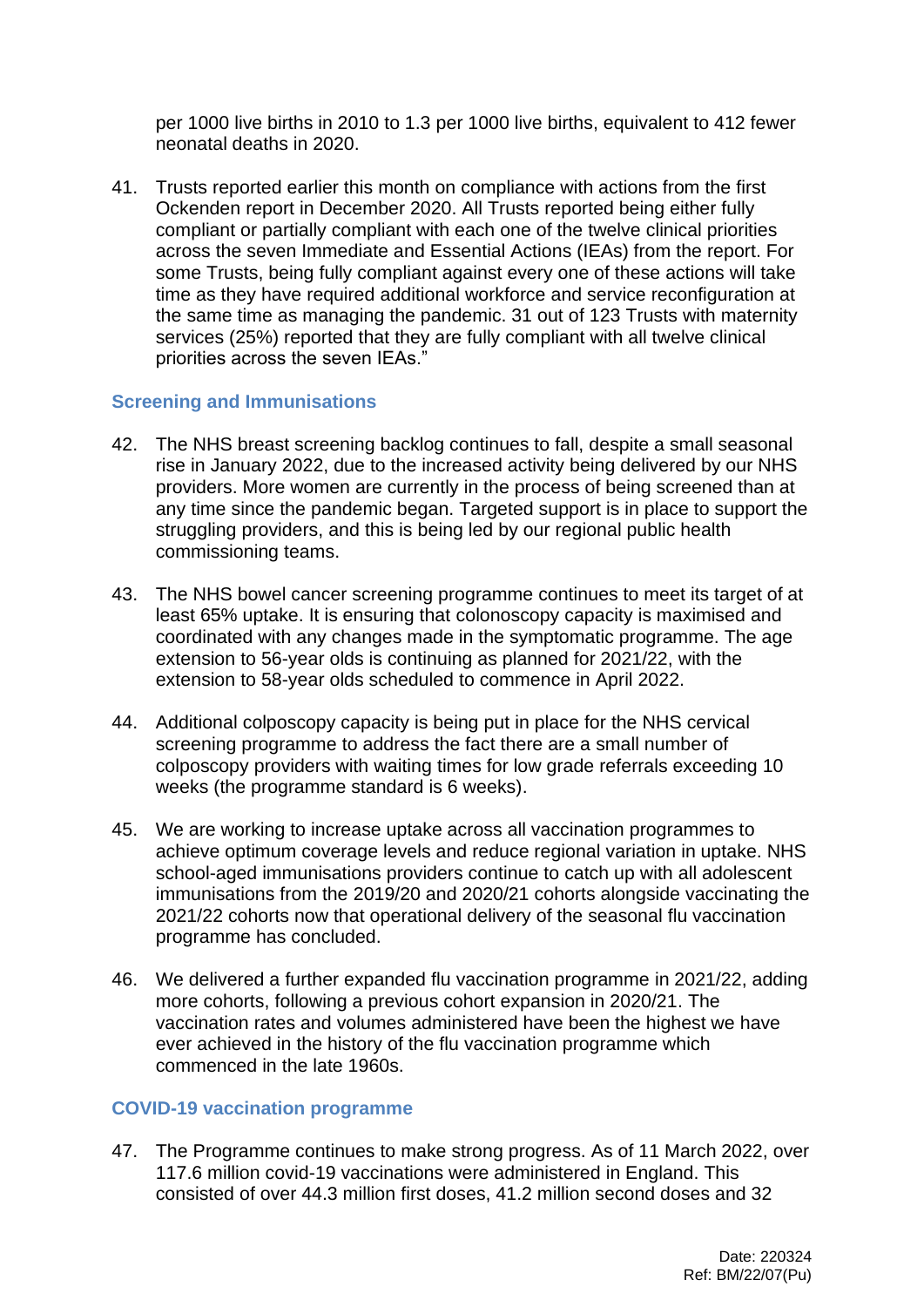per 1000 live births in 2010 to 1.3 per 1000 live births, equivalent to 412 fewer neonatal deaths in 2020.

41. Trusts reported earlier this month on compliance with actions from the first Ockenden report in December 2020. All Trusts reported being either fully compliant or partially compliant with each one of the twelve clinical priorities across the seven Immediate and Essential Actions (IEAs) from the report. For some Trusts, being fully compliant against every one of these actions will take time as they have required additional workforce and service reconfiguration at the same time as managing the pandemic. 31 out of 123 Trusts with maternity services (25%) reported that they are fully compliant with all twelve clinical priorities across the seven IEAs."

### Screening and Immunisations

42. The NHS breast screening backlog continues to fall, despite a small seasonal rise in January 2022, due to the increased activity being delivered by our NHS providers. More women are currently in the process of being screened than at any time since the pandemic began. Targeted support is in place to support the struggling providers, and this is being led by our regional public health commissioning teams.

43. The NHS bowel cancer screening programme continues to meet its target of at least 65% uptake. It is ensuring that colonoscopy capacity is maximised and coordinated with any changes made in the symptomatic programme. The age extension to 56-year olds is continuing as planned for 2021/22, with the extension to 58-year olds scheduled to commence in April 2022.

44. Additional colposcopy capacity is being put in place for the NHS cervical screening programme to address the fact there are a small number of colposcopy providers with waiting times for low grade referrals exceeding 10 weeks (the programme standard is 6 weeks).

45. We are working to increase uptake across all vaccination programmes to achieve optimum coverage levels and reduce regional variation in uptake. NHS school-aged immunisations providers continue to catch up with all adolescent immunisations from the 2019/20 and 2020/21 cohorts alongside vaccinating the 2021/22 cohorts now that operational delivery of the seasonal flu vaccination programme has concluded.

46. We delivered a further expanded flu vaccination programme in 2021/22, adding more cohorts, following a previous cohort expansion in 2020/21. The vaccination rates and volumes administered have been the highest we have ever achieved in the history of the flu vaccination programme which commenced in the late 1960s.

### COVID-19 vaccination programme

47. The Programme continues to make strong progress. As of 11 March 2022, over 117.6 million covid-19 vaccinations were administered in England. This consisted of over 44.3 million first doses, 41.2 million second doses and 32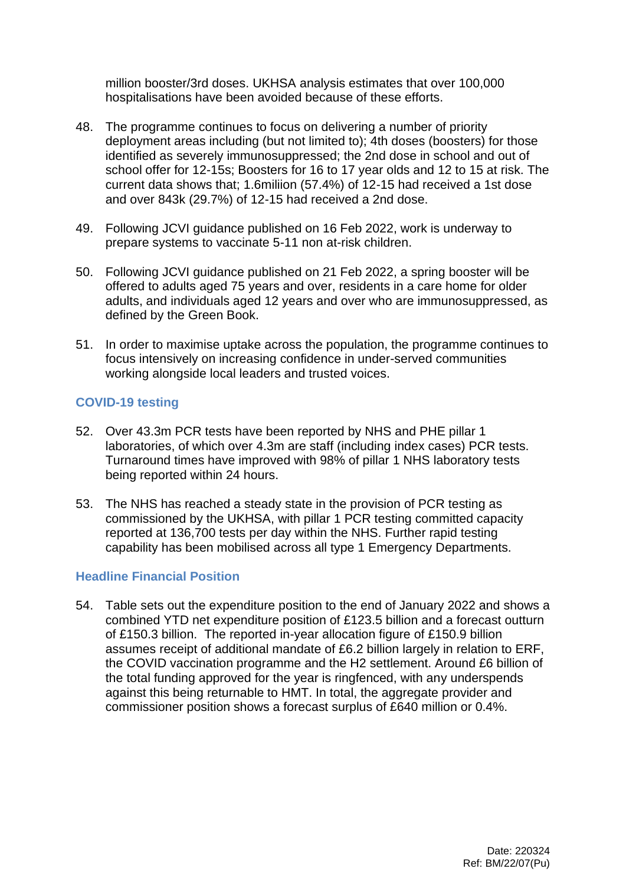million booster/3rd doses. UKHSA analysis estimates that over 100,000 hospitalisations have been avoided because of these efforts.

48. The programme continues to focus on delivering a number of priority deployment areas including (but not limited to); 4th doses (boosters) for those identified as severely immunosuppressed; the 2nd dose in school and out of school offer for 12-15s; Boosters for 16 to 17 year olds and 12 to 15 at risk. The current data shows that; 1.6miliion (57.4%) of 12-15 had received a 1st dose and over 843k (29.7%) of 12-15 had received a 2nd dose.

49. Following JCVI guidance published on 16 Feb 2022, work is underway to prepare systems to vaccinate 5-11 non at-risk children.

50. Following JCVI guidance published on 21 Feb 2022, a spring booster will be offered to adults aged 75 years and over, residents in a care home for older adults, and individuals aged 12 years and over who are immunosuppressed, as defined by the Green Book.

51. In order to maximise uptake across the population, the programme continues to focus intensively on increasing confidence in under-served communities working alongside local leaders and trusted voices.

### COVID-19 testing

52. Over 43.3m PCR tests have been reported by NHS and PHE pillar 1 laboratories, of which over 4.3m are staff (including index cases) PCR tests. Turnaround times have improved with 98% of pillar 1 NHS laboratory tests being reported within 24 hours.

53. The NHS has reached a steady state in the provision of PCR testing as commissioned by the UKHSA, with pillar 1 PCR testing committed capacity reported at 136,700 tests per day within the NHS. Further rapid testing capability has been mobilised across all type 1 Emergency Departments.

### Headline Financial Position

54. Table sets out the expenditure position to the end of January 2022 and shows a combined YTD net expenditure position of £123.5 billion and a forecast outturn of £150.3 billion. The reported in-year allocation figure of £150.9 billion assumes receipt of additional mandate of £6.2 billion largely in relation to ERF, the COVID vaccination programme and the H2 settlement. Around £6 billion of the total funding approved for the year is ringfenced, with any underspends against this being returnable to HMT. In total, the aggregate provider and commissioner position shows a forecast surplus of £640 million or 0.4%.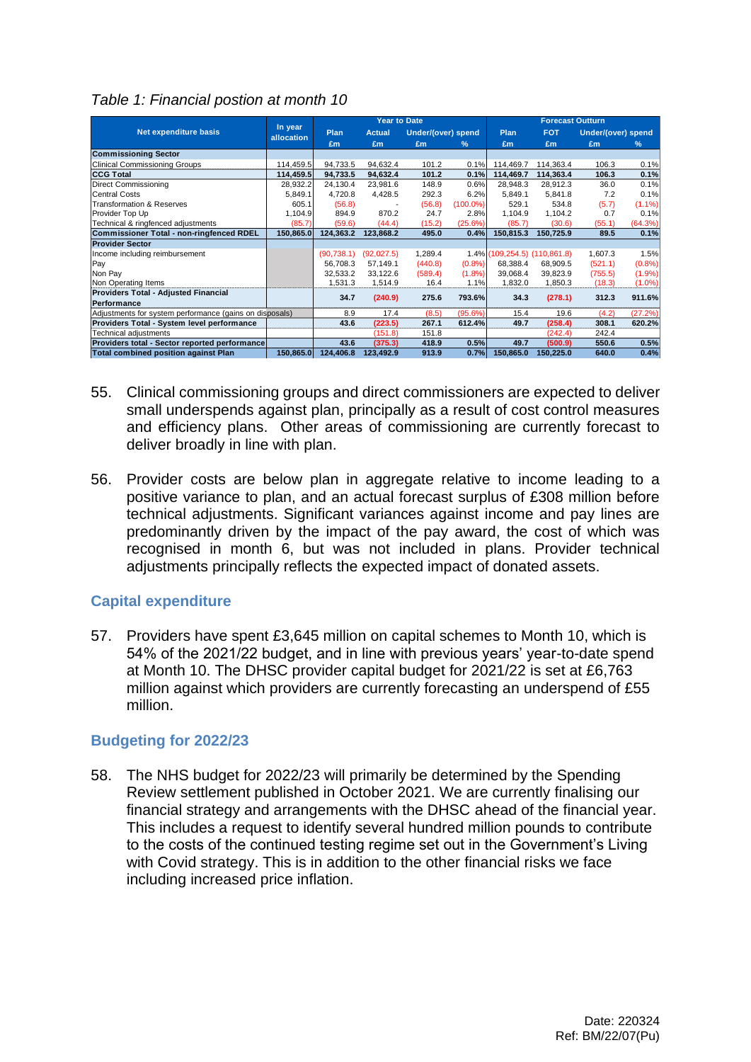*Table 1: Financial postion at month 10*

| Net expenditure basis | In year allocation | Year to Date | | | | Forecast Outturn | | | |
|---|---|---|---|---|---|---|---|---|---|
| | | Plan | Actual | Under/(over) spend | | Plan | FOT | Under/(over) spend | |
| | | £m | £m | £m | % | £m | £m | £m | % |
| **Commissioning Sector** | | | | | | | | | |
| Clinical Commissioning Groups | 114,459.5 | 94,733.5 | 94,632.4 | 101.2 | 0.1% | 114,469.7 | 114,363.4 | 106.3 | 0.1% |
| **CCG Total** | **114,459.5** | **94,733.5** | **94,632.4** | **101.2** | **0.1%** | **114,469.7** | **114,363.4** | **106.3** | **0.1%** |
| Direct Commissioning | 28,932.2 | 24,130.4 | 23,981.6 | 148.9 | 0.6% | 28,948.3 | 28,912.3 | 36.0 | 0.1% |
| Central Costs | 5,849.1 | 4,720.8 | 4,428.5 | 292.3 | 6.2% | 5,849.1 | 5,841.8 | 7.2 | 0.1% |
| Transformation & Reserves | 605.1 | (56.8) | - | (56.8) | (100.0%) | 529.1 | 534.8 | (5.7) | (1.1%) |
| Provider Top Up | 1,104.9 | 894.9 | 870.2 | 24.7 | 2.8% | 1,104.9 | 1,104.2 | 0.7 | 0.1% |
| Technical & ringfenced adjustments | (85.7) | (59.6) | (44.4) | (15.2) | (25.6%) | (85.7) | (30.6) | (55.1) | (64.3%) |
| **Commissioner Total - non-ringfenced RDEL** | **150,865.0** | **124,363.2** | **123,868.2** | **495.0** | **0.4%** | **150,815.3** | **150,725.9** | **89.5** | **0.1%** |
| **Provider Sector** | | | | | | | | | |
| Income including reimbursement | | (90,738.1) | (92,027.5) | 1,289.4 | 1.4% | (109,254.5) | (110,861.8) | 1,607.3 | 1.5% |
| Pay | | 56,708.3 | 57,149.1 | (440.8) | (0.8%) | 68,388.4 | 68,909.5 | (521.1) | (0.8%) |
| Non Pay | | 32,533.2 | 33,122.6 | (589.4) | (1.8%) | 39,068.4 | 39,823.9 | (755.5) | (1.9%) |
| Non Operating Items | | 1,531.3 | 1,514.9 | 16.4 | 1.1% | 1,832.0 | 1,850.3 | (18.3) | (1.0%) |
| **Providers Total - Adjusted Financial Performance** | | **34.7** | **(240.9)** | **275.6** | **793.6%** | **34.3** | **(278.1)** | **312.3** | **911.6%** |
| Adjustments for system performance (gains on disposals) | | 8.9 | 17.4 | (8.5) | (95.6%) | 15.4 | 19.6 | (4.2) | (27.2%) |
| **Providers Total - System level performance** | | **43.6** | **(223.5)** | **267.1** | **612.4%** | **49.7** | **(258.4)** | **308.1** | **620.2%** |
| Technical adjustments | | | (151.8) | 151.8 | | | (242.4) | 242.4 | |
| **Providers total - Sector reported performance** | | **43.6** | **(375.3)** | **418.9** | **0.5%** | **49.7** | **(500.9)** | **550.6** | **0.5%** |
| **Total combined position against Plan** | **150,865.0** | **124,406.8** | **123,492.9** | **913.9** | **0.7%** | **150,865.0** | **150,225.0** | **640.0** | **0.4%** |

55. Clinical commissioning groups and direct commissioners are expected to deliver small underspends against plan, principally as a result of cost control measures and efficiency plans. Other areas of commissioning are currently forecast to deliver broadly in line with plan.

56. Provider costs are below plan in aggregate relative to income leading to a positive variance to plan, and an actual forecast surplus of £308 million before technical adjustments. Significant variances against income and pay lines are predominantly driven by the impact of the pay award, the cost of which was recognised in month 6, but was not included in plans. Provider technical adjustments principally reflects the expected impact of donated assets.

## Capital expenditure

57. Providers have spent £3,645 million on capital schemes to Month 10, which is 54% of the 2021/22 budget, and in line with previous years' year-to-date spend at Month 10. The DHSC provider capital budget for 2021/22 is set at £6,763 million against which providers are currently forecasting an underspend of £55 million.

## Budgeting for 2022/23

58. The NHS budget for 2022/23 will primarily be determined by the Spending Review settlement published in October 2021. We are currently finalising our financial strategy and arrangements with the DHSC ahead of the financial year. This includes a request to identify several hundred million pounds to contribute to the costs of the continued testing regime set out in the Government's Living with Covid strategy. This is in addition to the other financial risks we face including increased price inflation.

Date: 220324
Ref: BM/22/07(Pu)